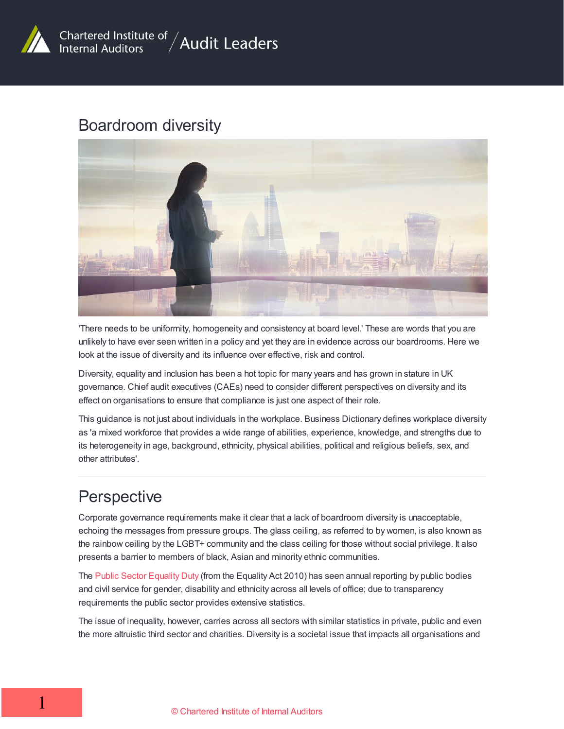# Boardroom diversity

'There needs to be uniformity, homogeneity and consistency at board level.' These are words that you are unlikely to have ever seen written in a policy and yet they are in evidence across our boardrooms. Here we look at the issue of diversity and its influence over effective, risk and control.

Diversity, equality and inclusion has been a hot topic for many years and has grown in stature in UK governance. Chief audit executives (CAEs) need to consider different perspectives on diversity and its effect on organisations to ensure that compliance is just one aspect of their role.

This guidance is not just about individuals in the workplace. Business Dictionary defines workplace diversity as 'a mixed workforce that provides a wide range of abilities, experience, knowledge, and strengths due to its heterogeneity in age, background, ethnicity, physical abilities, political and religious beliefs, sex, and other attributes'.

## Perspective

Corporate governance requirements make it clear that a lack of boardroom diversity is unacceptable, echoing the messages from pressure groups. The glass ceiling, as referred to by women, is also known as the rainbow ceiling by the LGBT+ community and the class ceiling for those without social privilege. It also presents a barrier to members of black, Asian and minority ethnic communities.

The Public Sector Equality Duty (from the Equality Act 2010) has seen annual reporting by public bodies and civil service for gender, disability and ethnicity across all levels of office; due to transparency requirements the public sector provides extensive statistics.

The issue of inequality, however, carries across all sectors with similar statistics in private, public and even the more altruistic third sector and charities. Diversity is a societal issue that impacts all organisations and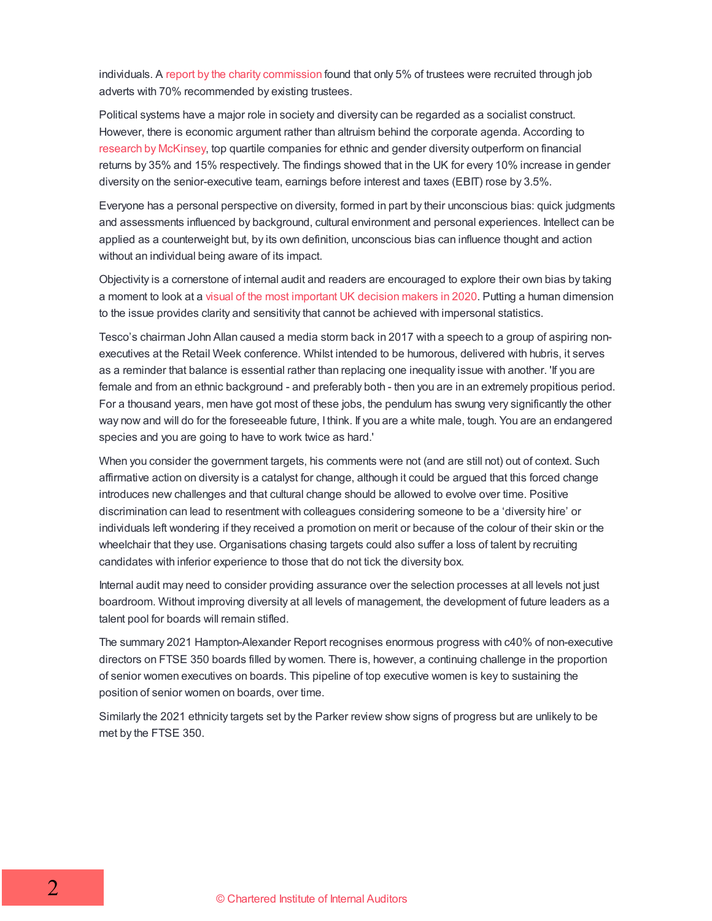individuals. A report by the charity commission found that only 5% of trustees were recruited through job adverts with 70% recommended by existing trustees.

Political systems have a major role in society and diversity can be regarded as a socialist construct. However, there is economic argument rather than altruism behind the corporate agenda. According to research by McKinsey, top quartile companies for ethnic and gender diversity outperform on financial returns by 35% and 15% respectively. The findings showed that in the UK for every 10% increase in gender diversity on the senior-executive team, earnings before interest and taxes (EBIT) rose by 3.5%.

Everyone has a personal perspective on diversity, formed in part by their unconscious bias: quick judgments and assessments influenced by background, cultural environment and personal experiences. Intellect can be applied as a counterweight but, by its own definition, unconscious bias can influence thought and action without an individual being aware of its impact.

Objectivity is a cornerstone of internal audit and readers are encouraged to explore their own bias by taking a moment to look at a visual of the most important UK decision makers in 2020. Putting a human dimension to the issue provides clarity and sensitivity that cannot be achieved with impersonal statistics.

Tesco's chairman John Allan caused a media storm back in 2017 with a speech to a group of aspiring non-executives at the Retail Week conference. Whilst intended to be humorous, delivered with hubris, it serves as a reminder that balance is essential rather than replacing one inequality issue with another. 'If you are female and from an ethnic background - and preferably both - then you are in an extremely propitious period. For a thousand years, men have got most of these jobs, the pendulum has swung very significantly the other way now and will do for the foreseeable future, I think. If you are a white male, tough. You are an endangered species and you are going to have to work twice as hard.'

When you consider the government targets, his comments were not (and are still not) out of context. Such affirmative action on diversity is a catalyst for change, although it could be argued that this forced change introduces new challenges and that cultural change should be allowed to evolve over time. Positive discrimination can lead to resentment with colleagues considering someone to be a 'diversity hire' or individuals left wondering if they received a promotion on merit or because of the colour of their skin or the wheelchair that they use. Organisations chasing targets could also suffer a loss of talent by recruiting candidates with inferior experience to those that do not tick the diversity box.

Internal audit may need to consider providing assurance over the selection processes at all levels not just boardroom. Without improving diversity at all levels of management, the development of future leaders as a talent pool for boards will remain stifled.

The summary 2021 Hampton-Alexander Report recognises enormous progress with c40% of non-executive directors on FTSE 350 boards filled by women. There is, however, a continuing challenge in the proportion of senior women executives on boards. This pipeline of top executive women is key to sustaining the position of senior women on boards, over time.

Similarly the 2021 ethnicity targets set by the Parker review show signs of progress but are unlikely to be met by the FTSE 350.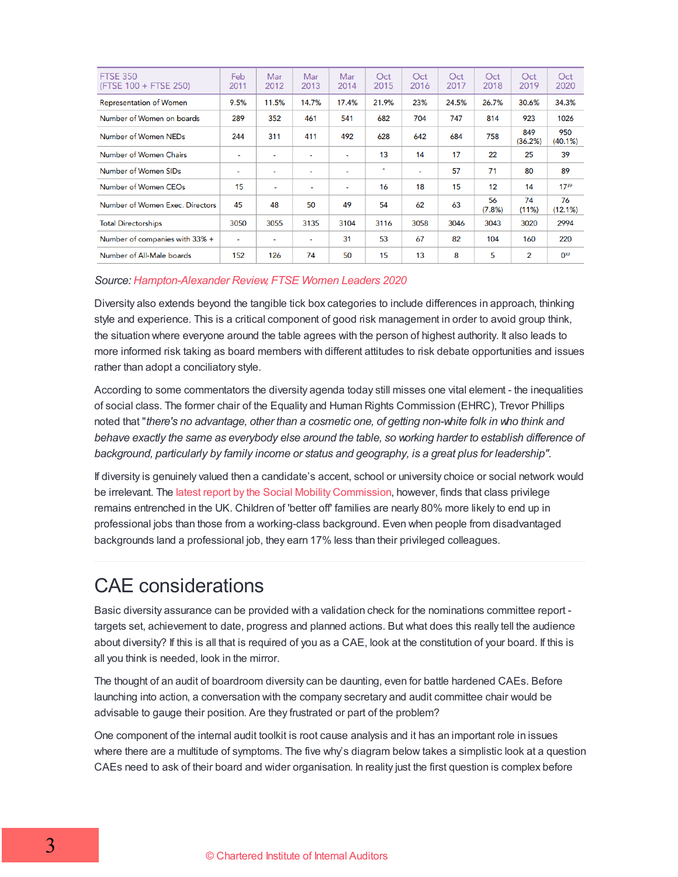| FTSE 350 (FTSE 100 + FTSE 250) | Feb 2011 | Mar 2012 | Mar 2013 | Mar 2014 | Oct 2015 | Oct 2016 | Oct 2017 | Oct 2018 | Oct 2019 | Oct 2020 |
|---|---|---|---|---|---|---|---|---|---|---|
| Representation of Women | 9.5% | 11.5% | 14.7% | 17.4% | 21.9% | 23% | 24.5% | 26.7% | 30.6% | 34.3% |
| Number of Women on boards | 289 | 352 | 461 | 541 | 682 | 704 | 747 | 814 | 923 | 1026 |
| Number of Women NEDs | 244 | 311 | 411 | 492 | 628 | 642 | 684 | 758 | 849 (36.2%) | 950 (40.1%) |
| Number of Women Chairs | - | - | - | - | 13 | 14 | 17 | 22 | 25 | 39 |
| Number of Women SIDs | - | - | - | - | - | - | 57 | 71 | 80 | 89 |
| Number of Women CEOs | 15 | - | - | - | 16 | 18 | 15 | 12 | 14 | 17[39] |
| Number of Women Exec. Directors | 45 | 48 | 50 | 49 | 54 | 62 | 63 | 56 (7.8%) | 74 (11%) | 76 (12.1%) |
| Total Directorships | 3050 | 3055 | 3135 | 3104 | 3116 | 3058 | 3046 | 3043 | 3020 | 2994 |
| Number of companies with 33% + | - | - | - | 31 | 53 | 67 | 82 | 104 | 160 | 220 |
| Number of All-Male boards | 152 | 126 | 74 | 50 | 15 | 13 | 8 | 5 | 2 | 0[32] |

*Source: Hampton-Alexander Review, FTSE Women Leaders 2020*

Diversity also extends beyond the tangible tick box categories to include differences in approach, thinking style and experience. This is a critical component of good risk management in order to avoid group think, the situation where everyone around the table agrees with the person of highest authority. It also leads to more informed risk taking as board members with different attitudes to risk debate opportunities and issues rather than adopt a conciliatory style.

According to some commentators the diversity agenda today still misses one vital element - the inequalities of social class. The former chair of the Equality and Human Rights Commission (EHRC), Trevor Phillips noted that "*there's no advantage, other than a cosmetic one, of getting non-white folk in who think and behave exactly the same as everybody else around the table, so working harder to establish difference of background, particularly by family income or status and geography, is a great plus for leadership*".

If diversity is genuinely valued then a candidate's accent, school or university choice or social network would be irrelevant. The latest report by the Social Mobility Commission, however, finds that class privilege remains entrenched in the UK. Children of 'better off' families are nearly 80% more likely to end up in professional jobs than those from a working-class background. Even when people from disadvantaged backgrounds land a professional job, they earn 17% less than their privileged colleagues.

# CAE considerations

Basic diversity assurance can be provided with a validation check for the nominations committee report - targets set, achievement to date, progress and planned actions. But what does this really tell the audience about diversity? If this is all that is required of you as a CAE, look at the constitution of your board. If this is all you think is needed, look in the mirror.

The thought of an audit of boardroom diversity can be daunting, even for battle hardened CAEs. Before launching into action, a conversation with the company secretary and audit committee chair would be advisable to gauge their position. Are they frustrated or part of the problem?

One component of the internal audit toolkit is root cause analysis and it has an important role in issues where there are a multitude of symptoms. The five why's diagram below takes a simplistic look at a question CAEs need to ask of their board and wider organisation. In reality just the first question is complex before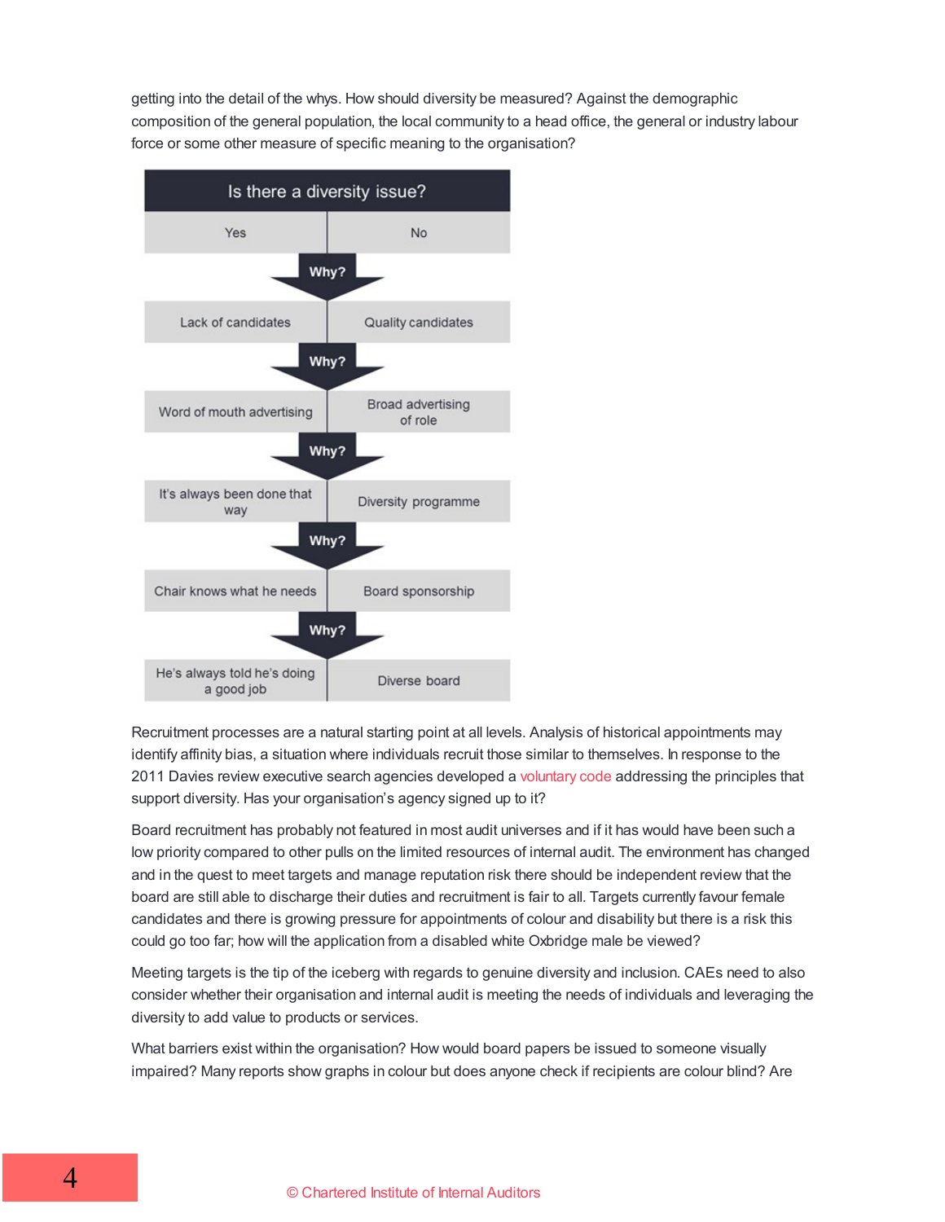getting into the detail of the whys. How should diversity be measured? Against the demographic composition of the general population, the local community to a head office, the general or industry labour force or some other measure of specific meaning to the organisation?

| Is there a diversity issue? | |
|---|---|
| Yes | No |
| **Why?** | |
| Lack of candidates | Quality candidates |
| **Why?** | |
| Word of mouth advertising | Broad advertising of role |
| **Why?** | |
| It's always been done that way | Diversity programme |
| **Why?** | |
| Chair knows what he needs | Board sponsorship |
| **Why?** | |
| He's always told he's doing a good job | Diverse board |

Recruitment processes are a natural starting point at all levels. Analysis of historical appointments may identify affinity bias, a situation where individuals recruit those similar to themselves. In response to the 2011 Davies review executive search agencies developed a voluntary code addressing the principles that support diversity. Has your organisation's agency signed up to it?

Board recruitment has probably not featured in most audit universes and if it has would have been such a low priority compared to other pulls on the limited resources of internal audit. The environment has changed and in the quest to meet targets and manage reputation risk there should be independent review that the board are still able to discharge their duties and recruitment is fair to all. Targets currently favour female candidates and there is growing pressure for appointments of colour and disability but there is a risk this could go too far; how will the application from a disabled white Oxbridge male be viewed?

Meeting targets is the tip of the iceberg with regards to genuine diversity and inclusion. CAEs need to also consider whether their organisation and internal audit is meeting the needs of individuals and leveraging the diversity to add value to products or services.

What barriers exist within the organisation? How would board papers be issued to someone visually impaired? Many reports show graphs in colour but does anyone check if recipients are colour blind? Are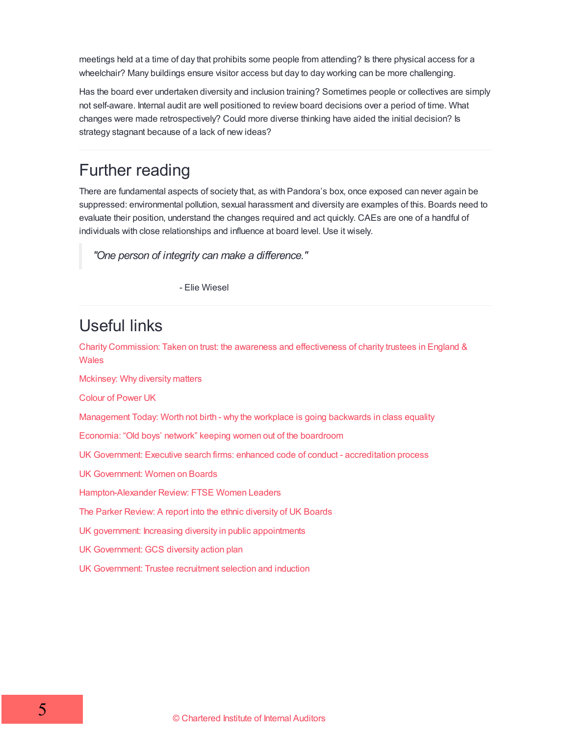meetings held at a time of day that prohibits some people from attending? Is there physical access for a wheelchair? Many buildings ensure visitor access but day to day working can be more challenging.

Has the board ever undertaken diversity and inclusion training? Sometimes people or collectives are simply not self-aware. Internal audit are well positioned to review board decisions over a period of time. What changes were made retrospectively? Could more diverse thinking have aided the initial decision? Is strategy stagnant because of a lack of new ideas?

## Further reading

There are fundamental aspects of society that, as with Pandora's box, once exposed can never again be suppressed: environmental pollution, sexual harassment and diversity are examples of this. Boards need to evaluate their position, understand the changes required and act quickly. CAEs are one of a handful of individuals with close relationships and influence at board level. Use it wisely.

> *"One person of integrity can make a difference."*

- Elie Wiesel

## Useful links

Charity Commission: Taken on trust: the awareness and effectiveness of charity trustees in England & Wales

Mckinsey: Why diversity matters

Colour of Power UK

Management Today: Worth not birth - why the workplace is going backwards in class equality

Economia: "Old boys' network" keeping women out of the boardroom

UK Government: Executive search firms: enhanced code of conduct - accreditation process

UK Government: Women on Boards

Hampton-Alexander Review: FTSE Women Leaders

The Parker Review: A report into the ethnic diversity of UK Boards

UK government: Increasing diversity in public appointments

UK Government: GCS diversity action plan

UK Government: Trustee recruitment selection and induction

© Chartered Institute of Internal Auditors